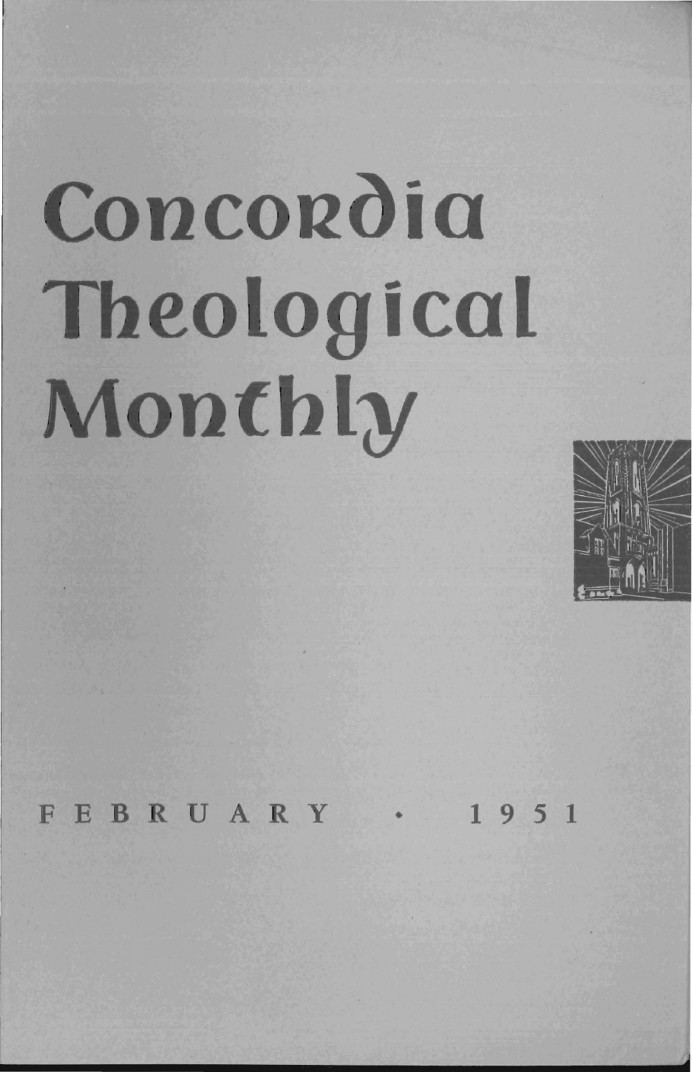# Concordia Theological Monthly

FEBRUARY • 1951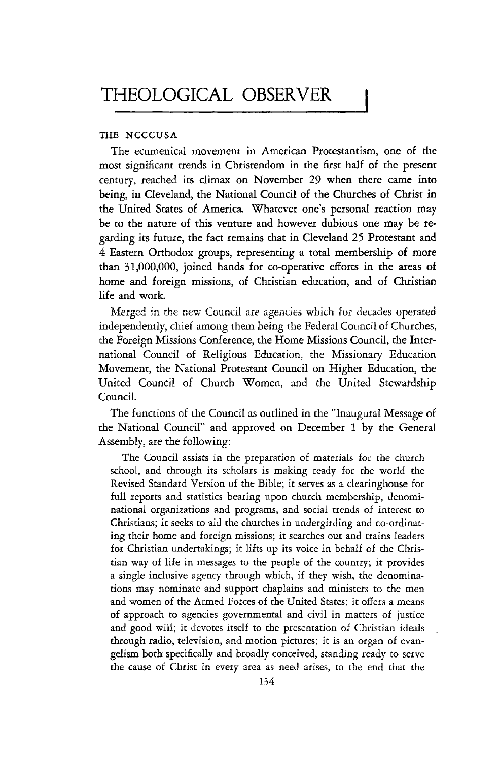# THEOLOGICAL OBSERVER

THE NCCCUSA

The ecumenical movement in American Protestantism, one of the most significant trends in Christendom in the first half of the present century, reached its climax on November 29 when there came into being, in Cleveland, the National Council of the Churches of Christ in the United States of America. Whatever one's personal reaction may be to the nature of this venture and however dubious one may be regarding its future, the fact remains that in Cleveland 25 Protestant and 4 Eastern Orthodox groups, representing a total membership of more than 31,000,000, joined hands for co-operative efforts in the areas of home and foreign missions, of Christian education, and of Christian life and work.

Merged in the new Council are agencies which for decades operated independently, chief among them being the Federal Council of Churches, the Foreign Missions Conference, the Home Missions Council, the International Council of Religious Education, the Missionary Education Movement, the National Protestant Council on Higher Education, the United Council of Church Women, and the United Stewardship Council.

The functions of the Council as outlined in the "Inaugural Message of the National Council" and approved on December 1 by the General Assembly, are the following:

> The Council assists in the preparation of materials for the church school, and through its scholars is making ready for the world the Revised Standard Version of the Bible; it serves as a clearinghouse for full reports and statistics bearing upon church membership, denominational organizations and programs, and social trends of interest to Christians; it seeks to aid the churches in undergirding and co-ordinating their home and foreign missions; it searches out and trains leaders for Christian undertakings; it lifts up its voice in behalf of the Christian way of life in messages to the people of the country; it provides a single inclusive agency through which, if they wish, the denominations may nominate and support chaplains and ministers to the men and women of the Armed Forces of the United States; it offers a means of approach to agencies governmental and civil in matters of justice and good will; it devotes itself to the presentation of Christian ideals through radio, television, and motion pictures; it is an organ of evangelism both specifically and broadly conceived, standing ready to serve the cause of Christ in every area as need arises, to the end that the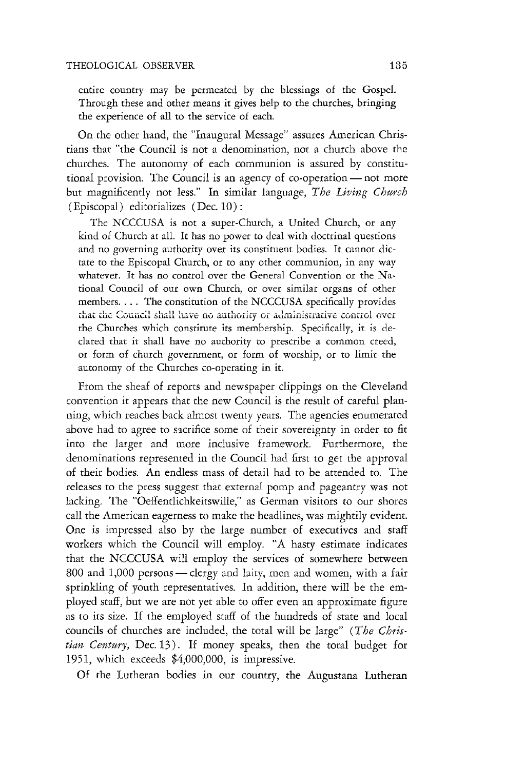entire country may be permeated by the blessings of the Gospel. Through these and other means it gives help to the churches, bringing the experience of all to the service of each.

On the other hand, the "Inaugural Message" assures American Christians that "the Council is not a denomination, not a church above the churches. The autonomy of each communion is assured by constitutional provision. The Council is an agency of co-operation — not more but magnificently not less." In similar language, *The Living Church* (Episcopal) editorializes (Dec. 10):

> The NCCCUSA is not a super-Church, a United Church, or any kind of Church at all. It has no power to deal with doctrinal questions and no governing authority over its constituent bodies. It cannot dictate to the Episcopal Church, or to any other communion, in any way whatever. It has no control over the General Convention or the National Council of our own Church, or over similar organs of other members. . . . The constitution of the NCCCUSA specifically provides that the Council shall have no authority or administrative control over the Churches which constitute its membership. Specifically, it is declared that it shall have no authority to prescribe a common creed, or form of church government, or form of worship, or to limit the autonomy of the Churches co-operating in it.

From the sheaf of reports and newspaper clippings on the Cleveland convention it appears that the new Council is the result of careful planning, which reaches back almost twenty years. The agencies enumerated above had to agree to sacrifice some of their sovereignty in order to fit into the larger and more inclusive framework. Furthermore, the denominations represented in the Council had first to get the approval of their bodies. An endless mass of detail had to be attended to. The releases to the press suggest that external pomp and pageantry was not lacking. The "Oeffentlichkeitswille," as German visitors to our shores call the American eagerness to make the headlines, was mightily evident. One is impressed also by the large number of executives and staff workers which the Council will employ. "A hasty estimate indicates that the NCCCUSA will employ the services of somewhere between 800 and 1,000 persons — clergy and laity, men and women, with a fair sprinkling of youth representatives. In addition, there will be the employed staff, but we are not yet able to offer even an approximate figure as to its size. If the employed staff of the hundreds of state and local councils of churches are included, the total will be large" (*The Christian Century,* Dec. 13). If money speaks, then the total budget for 1951, which exceeds $4,000,000, is impressive.

Of the Lutheran bodies in our country, the Augustana Lutheran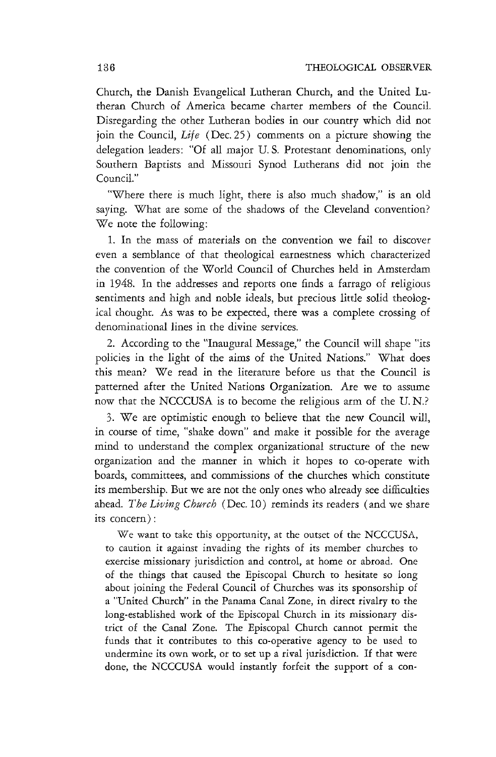Church, the Danish Evangelical Lutheran Church, and the United Lutheran Church of America became charter members of the Council. Disregarding the other Lutheran bodies in our country which did not join the Council, *Life* (Dec. 25) comments on a picture showing the delegation leaders: "Of all major U. S. Protestant denominations, only Southern Baptists and Missouri Synod Lutherans did not join the Council."

"Where there is much light, there is also much shadow," is an old saying. What are some of the shadows of the Cleveland convention? We note the following:

1. In the mass of materials on the convention we fail to discover even a semblance of that theological earnestness which characterized the convention of the World Council of Churches held in Amsterdam in 1948. In the addresses and reports one finds a farrago of religious sentiments and high and noble ideals, but precious little solid theological thought. As was to be expected, there was a complete crossing of denominational lines in the divine services.

2. According to the "Inaugural Message," the Council will shape "its policies in the light of the aims of the United Nations." What does this mean? We read in the literature before us that the Council is patterned after the United Nations Organization. Are we to assume now that the NCCCUSA is to become the religious arm of the U. N.?

3. We are optimistic enough to believe that the new Council will, in course of time, "shake down" and make it possible for the average mind to understand the complex organizational structure of the new organization and the manner in which it hopes to co-operate with boards, committees, and commissions of the churches which constitute its membership. But we are not the only ones who already see difficulties ahead. *The Living Church* (Dec. 10) reminds its readers (and we share its concern):

> We want to take this opportunity, at the outset of the NCCCUSA, to caution it against invading the rights of its member churches to exercise missionary jurisdiction and control, at home or abroad. One of the things that caused the Episcopal Church to hesitate so long about joining the Federal Council of Churches was its sponsorship of a "United Church" in the Panama Canal Zone, in direct rivalry to the long-established work of the Episcopal Church in its missionary district of the Canal Zone. The Episcopal Church cannot permit the funds that it contributes to this co-operative agency to be used to undermine its own work, or to set up a rival jurisdiction. If that were done, the NCCCUSA would instantly forfeit the support of a con-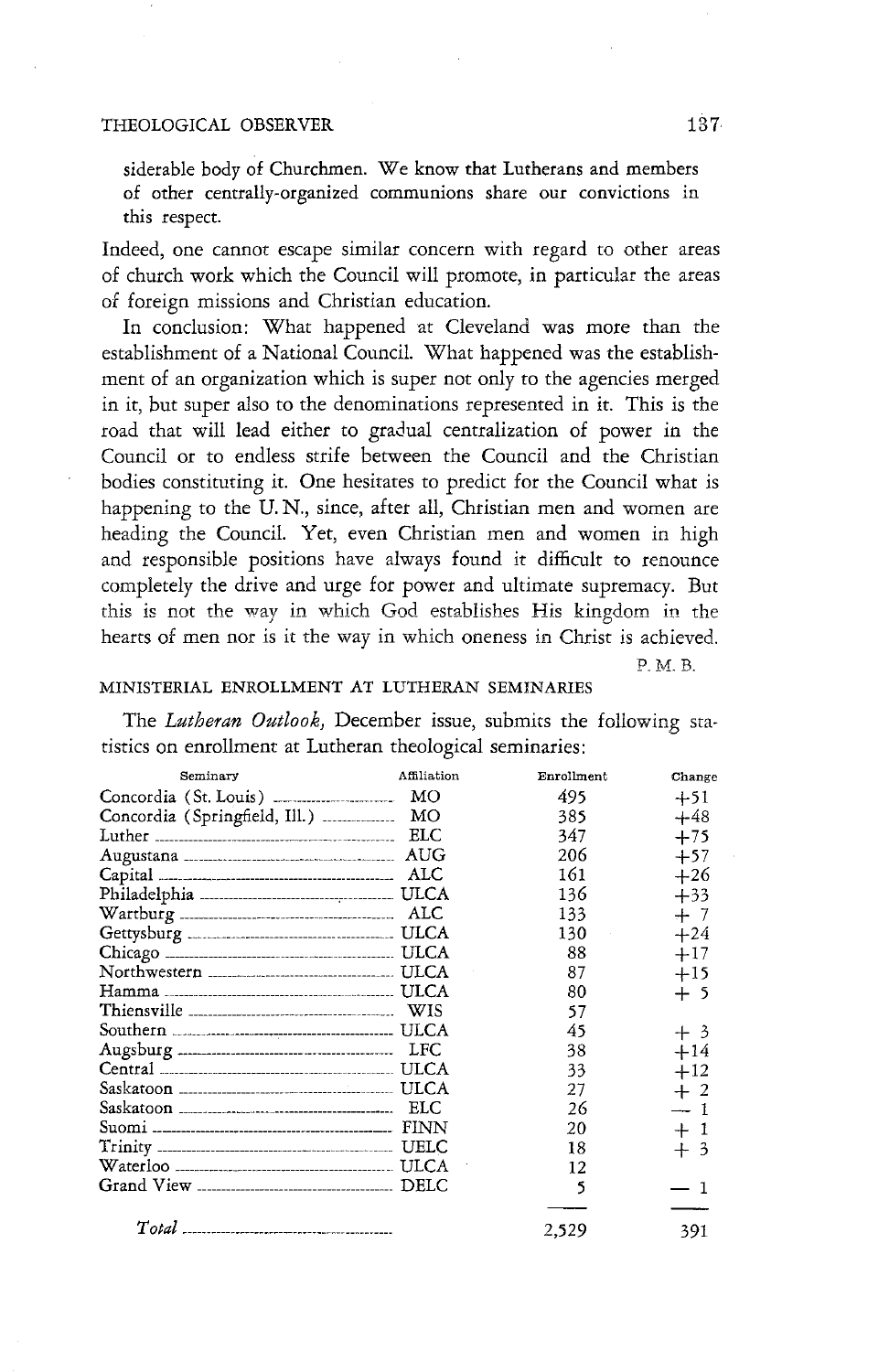siderable body of Churchmen. We know that Lutherans and members of other centrally-organized communions share our convictions in this respect.

Indeed, one cannot escape similar concern with regard to other areas of church work which the Council will promote, in particular the areas of foreign missions and Christian education.

In conclusion: What happened at Cleveland was more than the establishment of a National Council. What happened was the establishment of an organization which is super not only to the agencies merged in it, but super also to the denominations represented in it. This is the road that will lead either to gradual centralization of power in the Council or to endless strife between the Council and the Christian bodies constituting it. One hesitates to predict for the Council what is happening to the U. N., since, after all, Christian men and women are heading the Council. Yet, even Christian men and women in high and responsible positions have always found it difficult to renounce completely the drive and urge for power and ultimate supremacy. But this is not the way in which God establishes His kingdom in the hearts of men nor is it the way in which oneness in Christ is achieved.

P. M. B.

## MINISTERIAL ENROLLMENT AT LUTHERAN SEMINARIES

The *Lutheran Outlook*, December issue, submits the following statistics on enrollment at Lutheran theological seminaries:

| Seminary | Affiliation | Enrollment | Change |
|---|---|---|---|
| Concordia (St. Louis) | MO | 495 | +51 |
| Concordia (Springfield, Ill.) | MO | 385 | +48 |
| Luther | ELC | 347 | +75 |
| Augustana | AUG | 206 | +57 |
| Capital | ALC | 161 | +26 |
| Philadelphia | ULCA | 136 | +33 |
| Wartburg | ALC | 133 | + 7 |
| Gettysburg | ULCA | 130 | +24 |
| Chicago | ULCA | 88 | +17 |
| Northwestern | ULCA | 87 | +15 |
| Hamma | ULCA | 80 | + 5 |
| Thiensville | WIS | 57 | |
| Southern | ULCA | 45 | + 3 |
| Augsburg | LFC | 38 | +14 |
| Central | ULCA | 33 | +12 |
| Saskatoon | ULCA | 27 | + 2 |
| Saskatoon | ELC | 26 | — 1 |
| Suomi | FINN | 20 | + 1 |
| Trinity | UELC | 18 | + 3 |
| Waterloo | ULCA | 12 | |
| Grand View | DELC | 5 | — 1 |
| *Total* | | 2,529 | 391 |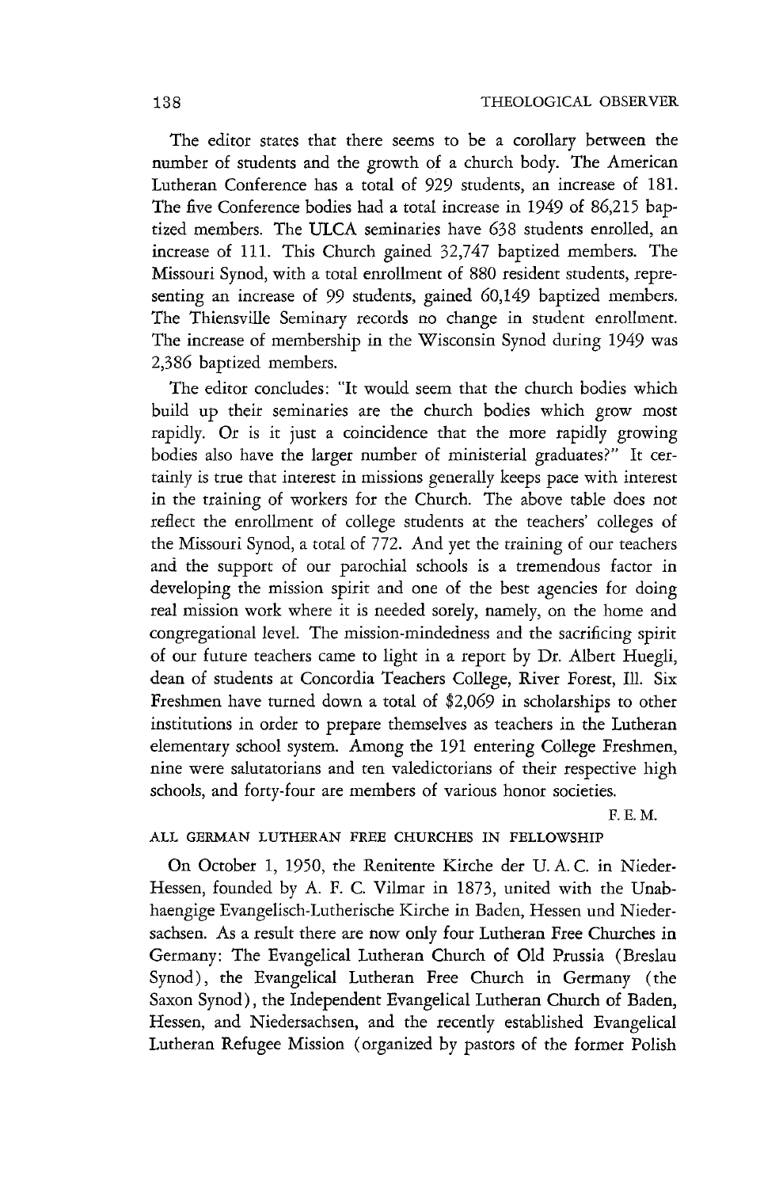The editor states that there seems to be a corollary between the number of students and the growth of a church body. The American Lutheran Conference has a total of 929 students, an increase of 181. The five Conference bodies had a total increase in 1949 of 86,215 baptized members. The ULCA seminaries have 638 students enrolled, an increase of 111. This Church gained 32,747 baptized members. The Missouri Synod, with a total enrollment of 880 resident students, representing an increase of 99 students, gained 60,149 baptized members. The Thiensville Seminary records no change in student enrollment. The increase of membership in the Wisconsin Synod during 1949 was 2,386 baptized members.

The editor concludes: "It would seem that the church bodies which build up their seminaries are the church bodies which grow most rapidly. Or is it just a coincidence that the more rapidly growing bodies also have the larger number of ministerial graduates?" It certainly is true that interest in missions generally keeps pace with interest in the training of workers for the Church. The above table does not reflect the enrollment of college students at the teachers' colleges of the Missouri Synod, a total of 772. And yet the training of our teachers and the support of our parochial schools is a tremendous factor in developing the mission spirit and one of the best agencies for doing real mission work where it is needed sorely, namely, on the home and congregational level. The mission-mindedness and the sacrificing spirit of our future teachers came to light in a report by Dr. Albert Huegli, dean of students at Concordia Teachers College, River Forest, Ill. Six Freshmen have turned down a total of $2,069 in scholarships to other institutions in order to prepare themselves as teachers in the Lutheran elementary school system. Among the 191 entering College Freshmen, nine were salutatorians and ten valedictorians of their respective high schools, and forty-four are members of various honor societies.

F. E. M.

## ALL GERMAN LUTHERAN FREE CHURCHES IN FELLOWSHIP

On October 1, 1950, the Renitente Kirche der U. A. C. in Nieder-Hessen, founded by A. F. C. Vilmar in 1873, united with the Unabhaengige Evangelisch-Lutherische Kirche in Baden, Hessen und Niedersachsen. As a result there are now only four Lutheran Free Churches in Germany: The Evangelical Lutheran Church of Old Prussia (Breslau Synod), the Evangelical Lutheran Free Church in Germany (the Saxon Synod), the Independent Evangelical Lutheran Church of Baden, Hessen, and Niedersachsen, and the recently established Evangelical Lutheran Refugee Mission (organized by pastors of the former Polish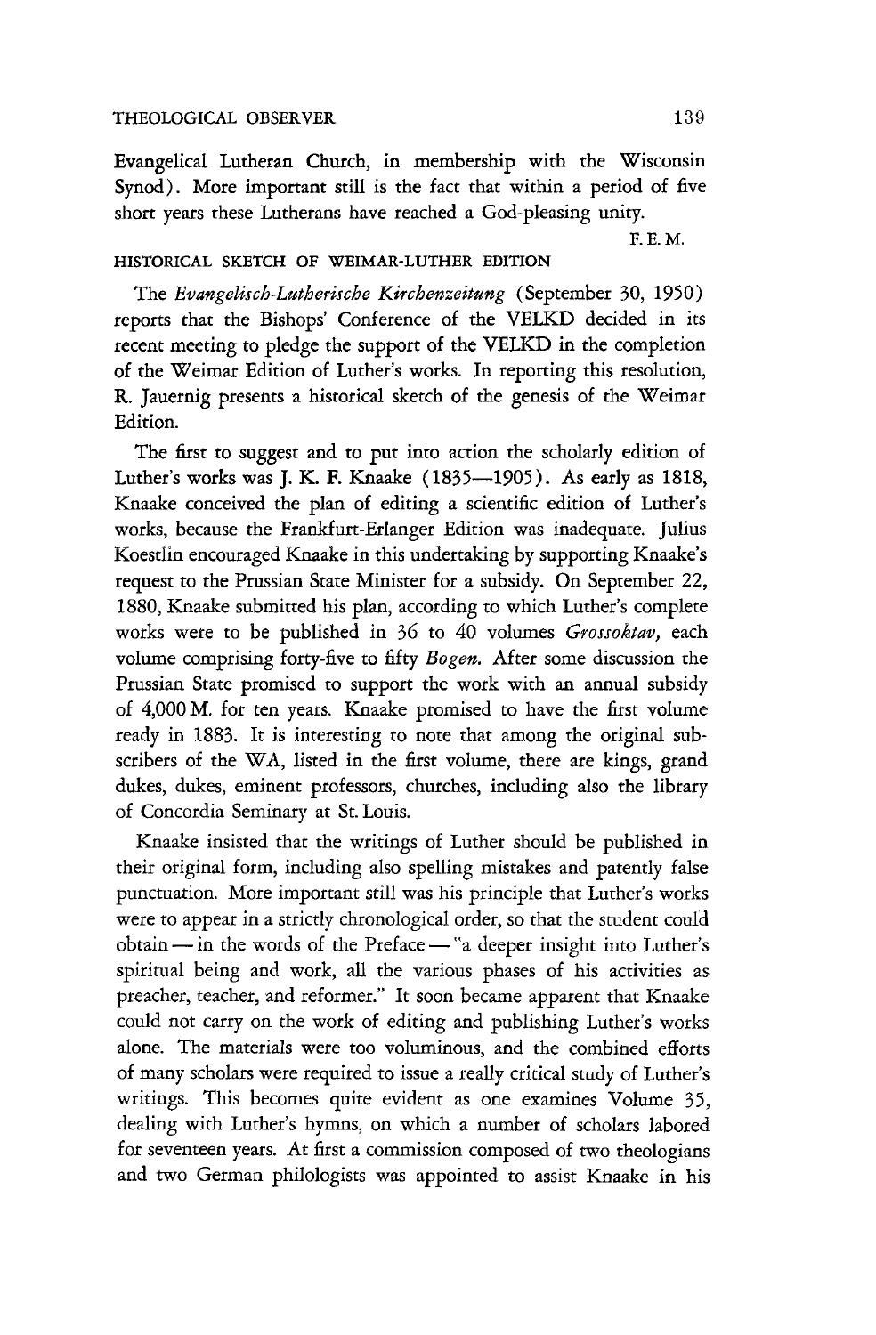Evangelical Lutheran Church, in membership with the Wisconsin Synod). More important still is the fact that within a period of five short years these Lutherans have reached a God-pleasing unity.

F. E. M.

### HISTORICAL SKETCH OF WEIMAR-LUTHER EDITION

The *Evangelisch-Lutherische Kirchenzeitung* (September 30, 1950) reports that the Bishops' Conference of the VELKD decided in its recent meeting to pledge the support of the VELKD in the completion of the Weimar Edition of Luther's works. In reporting this resolution, R. Jauernig presents a historical sketch of the genesis of the Weimar Edition.

The first to suggest and to put into action the scholarly edition of Luther's works was J. K. F. Knaake (1835—1905). As early as 1818, Knaake conceived the plan of editing a scientific edition of Luther's works, because the Frankfurt-Erlanger Edition was inadequate. Julius Koestlin encouraged Knaake in this undertaking by supporting Knaake's request to the Prussian State Minister for a subsidy. On September 22, 1880, Knaake submitted his plan, according to which Luther's complete works were to be published in 36 to 40 volumes *Grossoktav,* each volume comprising forty-five to fifty *Bogen.* After some discussion the Prussian State promised to support the work with an annual subsidy of 4,000 M. for ten years. Knaake promised to have the first volume ready in 1883. It is interesting to note that among the original subscribers of the WA, listed in the first volume, there are kings, grand dukes, dukes, eminent professors, churches, including also the library of Concordia Seminary at St. Louis.

Knaake insisted that the writings of Luther should be published in their original form, including also spelling mistakes and patently false punctuation. More important still was his principle that Luther's works were to appear in a strictly chronological order, so that the student could obtain — in the words of the Preface — "a deeper insight into Luther's spiritual being and work, all the various phases of his activities as preacher, teacher, and reformer." It soon became apparent that Knaake could not carry on the work of editing and publishing Luther's works alone. The materials were too voluminous, and the combined efforts of many scholars were required to issue a really critical study of Luther's writings. This becomes quite evident as one examines Volume 35, dealing with Luther's hymns, on which a number of scholars labored for seventeen years. At first a commission composed of two theologians and two German philologists was appointed to assist Knaake in his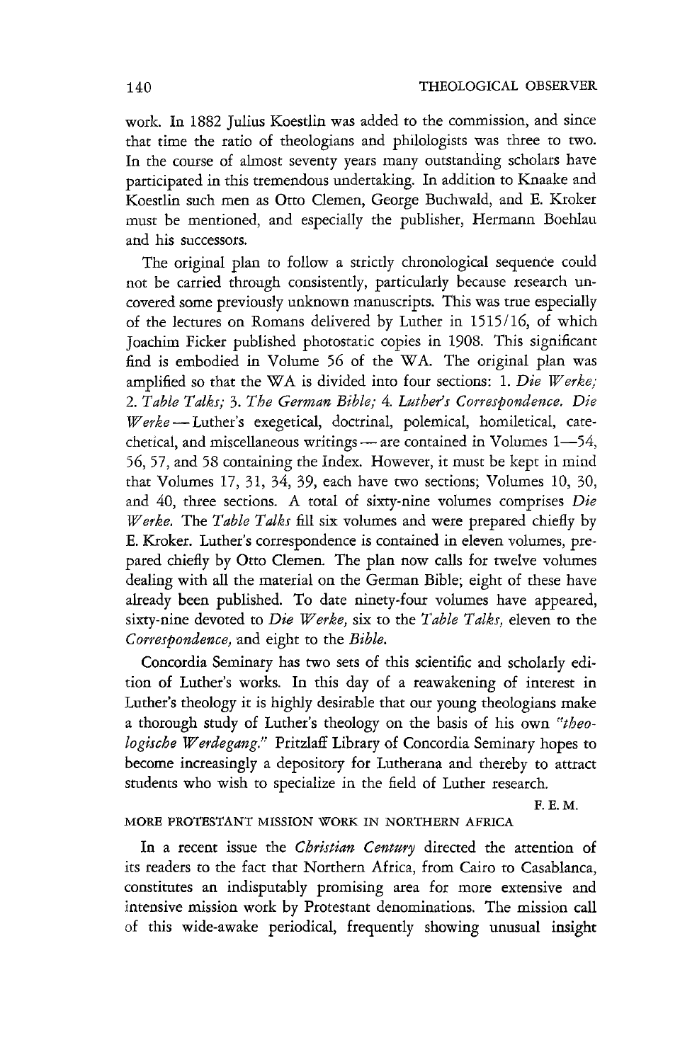work. In 1882 Julius Koestlin was added to the commission, and since that time the ratio of theologians and philologists was three to two. In the course of almost seventy years many outstanding scholars have participated in this tremendous undertaking. In addition to Knaake and Koestlin such men as Otto Clemen, George Buchwald, and E. Kroker must be mentioned, and especially the publisher, Hermann Boehlau and his successors.

The original plan to follow a strictly chronological sequence could not be carried through consistently, particularly because research uncovered some previously unknown manuscripts. This was true especially of the lectures on Romans delivered by Luther in 1515/16, of which Joachim Ficker published photostatic copies in 1908. This significant find is embodied in Volume 56 of the WA. The original plan was amplified so that the WA is divided into four sections: 1. *Die Werke;* 2. *Table Talks;* 3. *The German Bible;* 4. *Luther's Correspondence. Die Werke* — Luther's exegetical, doctrinal, polemical, homiletical, catechetical, and miscellaneous writings — are contained in Volumes 1—54, 56, 57, and 58 containing the Index. However, it must be kept in mind that Volumes 17, 31, 34, 39, each have two sections; Volumes 10, 30, and 40, three sections. A total of sixty-nine volumes comprises *Die Werke.* The *Table Talks* fill six volumes and were prepared chiefly by E. Kroker. Luther's correspondence is contained in eleven volumes, prepared chiefly by Otto Clemen. The plan now calls for twelve volumes dealing with all the material on the German Bible; eight of these have already been published. To date ninety-four volumes have appeared, sixty-nine devoted to *Die Werke,* six to the *Table Talks,* eleven to the *Correspondence,* and eight to the *Bible.*

Concordia Seminary has two sets of this scientific and scholarly edition of Luther's works. In this day of a reawakening of interest in Luther's theology it is highly desirable that our young theologians make a thorough study of Luther's theology on the basis of his own *"theologische Werdegang."* Pritzlaff Library of Concordia Seminary hopes to become increasingly a depository for Lutherana and thereby to attract students who wish to specialize in the field of Luther research.

F. E. M.

## MORE PROTESTANT MISSION WORK IN NORTHERN AFRICA

In a recent issue the *Christian Century* directed the attention of its readers to the fact that Northern Africa, from Cairo to Casablanca, constitutes an indisputably promising area for more extensive and intensive mission work by Protestant denominations. The mission call of this wide-awake periodical, frequently showing unusual insight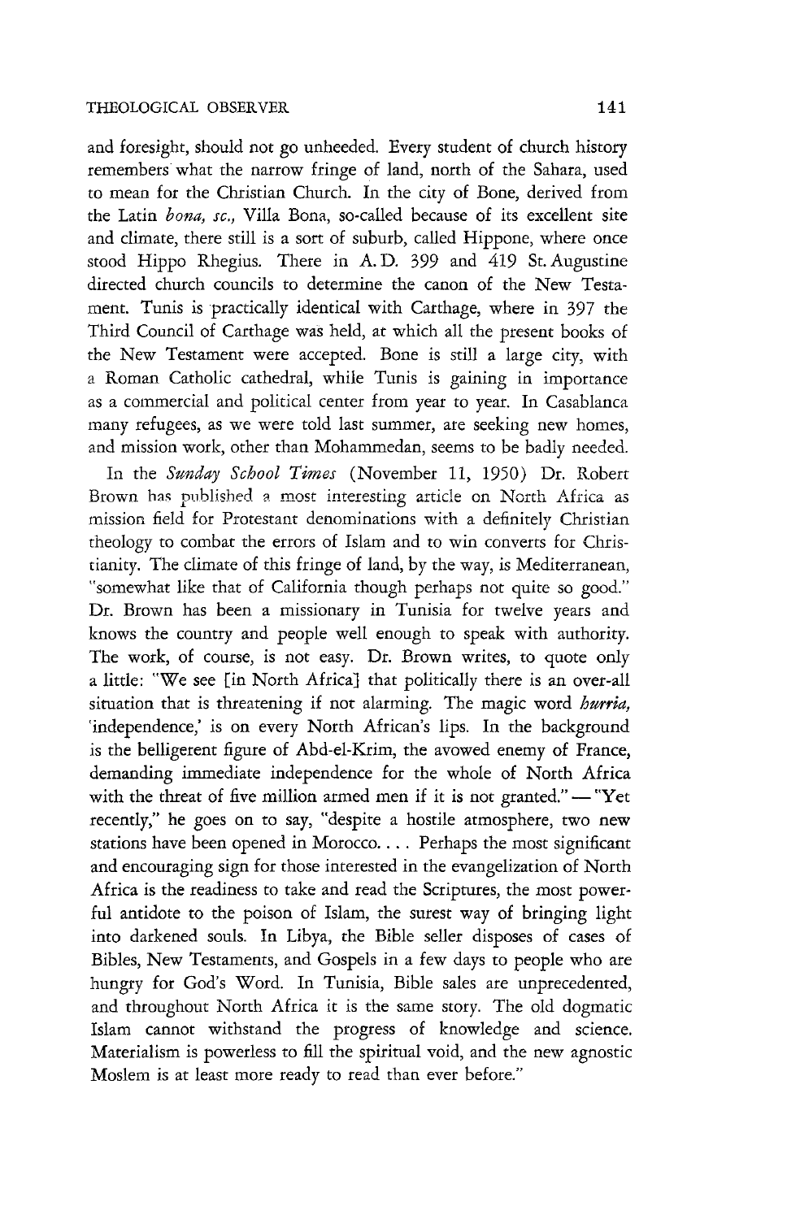and foresight, should not go unheeded. Every student of church history remembers what the narrow fringe of land, north of the Sahara, used to mean for the Christian Church. In the city of Bone, derived from the Latin *bona, sc.,* Villa Bona, so-called because of its excellent site and climate, there still is a sort of suburb, called Hippone, where once stood Hippo Rhegius. There in A. D. 399 and 419 St. Augustine directed church councils to determine the canon of the New Testament. Tunis is practically identical with Carthage, where in 397 the Third Council of Carthage was held, at which all the present books of the New Testament were accepted. Bone is still a large city, with a Roman Catholic cathedral, while Tunis is gaining in importance as a commercial and political center from year to year. In Casablanca many refugees, as we were told last summer, are seeking new homes, and mission work, other than Mohammedan, seems to be badly needed.

In the *Sunday School Times* (November 11, 1950) Dr. Robert Brown has published a most interesting article on North Africa as mission field for Protestant denominations with a definitely Christian theology to combat the errors of Islam and to win converts for Christianity. The climate of this fringe of land, by the way, is Mediterranean, "somewhat like that of California though perhaps not quite so good." Dr. Brown has been a missionary in Tunisia for twelve years and knows the country and people well enough to speak with authority. The work, of course, is not easy. Dr. Brown writes, to quote only a little: "We see [in North Africa] that politically there is an over-all situation that is threatening if not alarming. The magic word *hurria,* 'independence,' is on every North African's lips. In the background is the belligerent figure of Abd-el-Krim, the avowed enemy of France, demanding immediate independence for the whole of North Africa with the threat of five million armed men if it is not granted." — "Yet recently," he goes on to say, "despite a hostile atmosphere, two new stations have been opened in Morocco. . . . Perhaps the most significant and encouraging sign for those interested in the evangelization of North Africa is the readiness to take and read the Scriptures, the most powerful antidote to the poison of Islam, the surest way of bringing light into darkened souls. In Libya, the Bible seller disposes of cases of Bibles, New Testaments, and Gospels in a few days to people who are hungry for God's Word. In Tunisia, Bible sales are unprecedented, and throughout North Africa it is the same story. The old dogmatic Islam cannot withstand the progress of knowledge and science. Materialism is powerless to fill the spiritual void, and the new agnostic Moslem is at least more ready to read than ever before."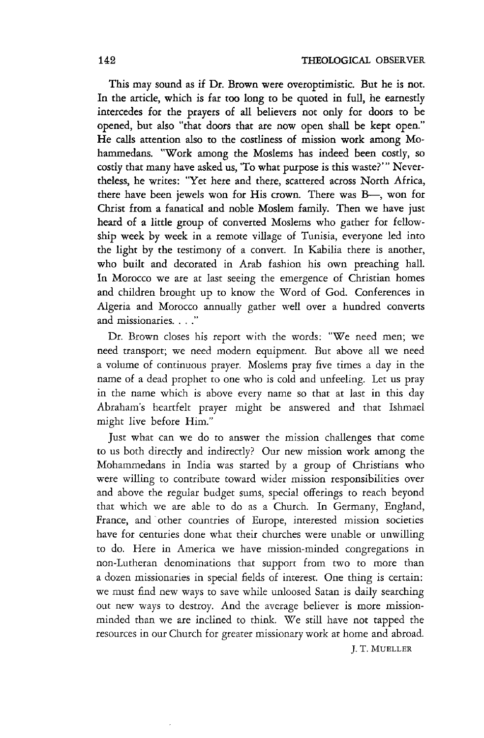This may sound as if Dr. Brown were overoptimistic. But he is not. In the article, which is far too long to be quoted in full, he earnestly intercedes for the prayers of all believers not only for doors to be opened, but also "that doors that are now open shall be kept open." He calls attention also to the costliness of mission work among Mohammedans. "Work among the Moslems has indeed been costly, so costly that many have asked us, 'To what purpose is this waste?'" Nevertheless, he writes: "Yet here and there, scattered across North Africa, there have been jewels won for His crown. There was B—, won for Christ from a fanatical and noble Moslem family. Then we have just heard of a little group of converted Moslems who gather for fellowship week by week in a remote village of Tunisia, everyone led into the light by the testimony of a convert. In Kabilia there is another, who built and decorated in Arab fashion his own preaching hall. In Morocco we are at last seeing the emergence of Christian homes and children brought up to know the Word of God. Conferences in Algeria and Morocco annually gather well over a hundred converts and missionaries. . . ."

Dr. Brown closes his report with the words: "We need men; we need transport; we need modern equipment. But above all we need a volume of continuous prayer. Moslems pray five times a day in the name of a dead prophet to one who is cold and unfeeling. Let us pray in the name which is above every name so that at last in this day Abraham's heartfelt prayer might be answered and that Ishmael might live before Him."

Just what can we do to answer the mission challenges that come to us both directly and indirectly? Our new mission work among the Mohammedans in India was started by a group of Christians who were willing to contribute toward wider mission responsibilities over and above the regular budget sums, special offerings to reach beyond that which we are able to do as a Church. In Germany, England, France, and other countries of Europe, interested mission societies have for centuries done what their churches were unable or unwilling to do. Here in America we have mission-minded congregations in non-Lutheran denominations that support from two to more than a dozen missionaries in special fields of interest. One thing is certain: we must find new ways to save while unloosed Satan is daily searching out new ways to destroy. And the average believer is more mission-minded than we are inclined to think. We still have not tapped the resources in our Church for greater missionary work at home and abroad.

J. T. MUELLER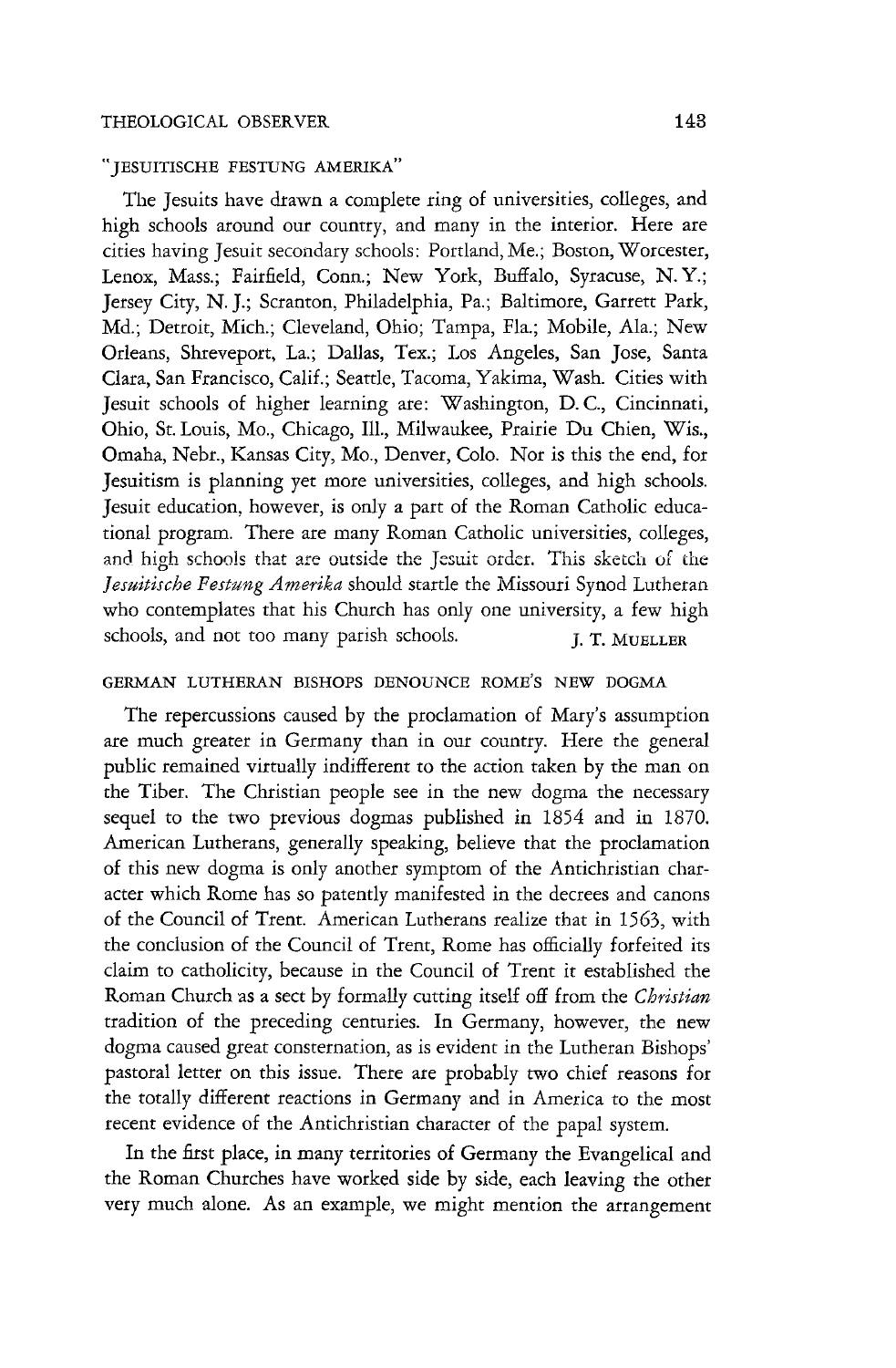### "JESUITISCHE FESTUNG AMERIKA"

The Jesuits have drawn a complete ring of universities, colleges, and high schools around our country, and many in the interior. Here are cities having Jesuit secondary schools: Portland, Me.; Boston, Worcester, Lenox, Mass.; Fairfield, Conn.; New York, Buffalo, Syracuse, N. Y.; Jersey City, N. J.; Scranton, Philadelphia, Pa.; Baltimore, Garrett Park, Md.; Detroit, Mich.; Cleveland, Ohio; Tampa, Fla.; Mobile, Ala.; New Orleans, Shreveport, La.; Dallas, Tex.; Los Angeles, San Jose, Santa Clara, San Francisco, Calif.; Seattle, Tacoma, Yakima, Wash. Cities with Jesuit schools of higher learning are: Washington, D. C., Cincinnati, Ohio, St. Louis, Mo., Chicago, Ill., Milwaukee, Prairie Du Chien, Wis., Omaha, Nebr., Kansas City, Mo., Denver, Colo. Nor is this the end, for Jesuitism is planning yet more universities, colleges, and high schools. Jesuit education, however, is only a part of the Roman Catholic educational program. There are many Roman Catholic universities, colleges, and high schools that are outside the Jesuit order. This sketch of the *Jesuitische Festung Amerika* should startle the Missouri Synod Lutheran who contemplates that his Church has only one university, a few high schools, and not too many parish schools.

J. T. MUELLER

### GERMAN LUTHERAN BISHOPS DENOUNCE ROME'S NEW DOGMA

The repercussions caused by the proclamation of Mary's assumption are much greater in Germany than in our country. Here the general public remained virtually indifferent to the action taken by the man on the Tiber. The Christian people see in the new dogma the necessary sequel to the two previous dogmas published in 1854 and in 1870. American Lutherans, generally speaking, believe that the proclamation of this new dogma is only another symptom of the Antichristian character which Rome has so patently manifested in the decrees and canons of the Council of Trent. American Lutherans realize that in 1563, with the conclusion of the Council of Trent, Rome has officially forfeited its claim to catholicity, because in the Council of Trent it established the Roman Church as a sect by formally cutting itself off from the *Christian* tradition of the preceding centuries. In Germany, however, the new dogma caused great consternation, as is evident in the Lutheran Bishops' pastoral letter on this issue. There are probably two chief reasons for the totally different reactions in Germany and in America to the most recent evidence of the Antichristian character of the papal system.

In the first place, in many territories of Germany the Evangelical and the Roman Churches have worked side by side, each leaving the other very much alone. As an example, we might mention the arrangement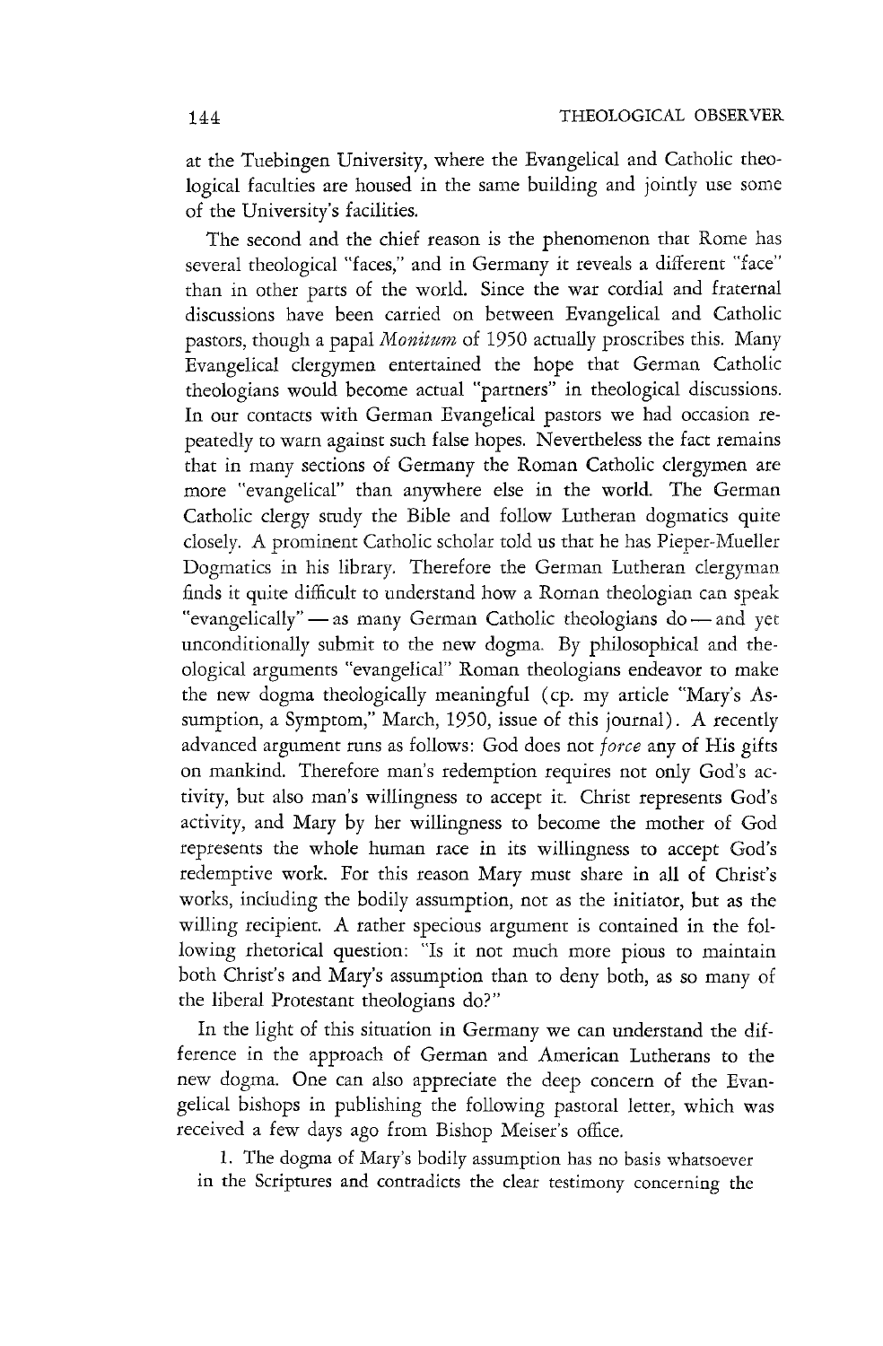at the Tuebingen University, where the Evangelical and Catholic theological faculties are housed in the same building and jointly use some of the University's facilities.

The second and the chief reason is the phenomenon that Rome has several theological "faces," and in Germany it reveals a different "face" than in other parts of the world. Since the war cordial and fraternal discussions have been carried on between Evangelical and Catholic pastors, though a papal *Monitum* of 1950 actually proscribes this. Many Evangelical clergymen entertained the hope that German Catholic theologians would become actual "partners" in theological discussions. In our contacts with German Evangelical pastors we had occasion repeatedly to warn against such false hopes. Nevertheless the fact remains that in many sections of Germany the Roman Catholic clergymen are more "evangelical" than anywhere else in the world. The German Catholic clergy study the Bible and follow Lutheran dogmatics quite closely. A prominent Catholic scholar told us that he has Pieper-Mueller Dogmatics in his library. Therefore the German Lutheran clergyman finds it quite difficult to understand how a Roman theologian can speak "evangelically" — as many German Catholic theologians do — and yet unconditionally submit to the new dogma. By philosophical and theological arguments "evangelical" Roman theologians endeavor to make the new dogma theologically meaningful (cp. my article "Mary's Assumption, a Symptom," March, 1950, issue of this journal). A recently advanced argument runs as follows: God does not *force* any of His gifts on mankind. Therefore man's redemption requires not only God's activity, but also man's willingness to accept it. Christ represents God's activity, and Mary by her willingness to become the mother of God represents the whole human race in its willingness to accept God's redemptive work. For this reason Mary must share in all of Christ's works, including the bodily assumption, not as the initiator, but as the willing recipient. A rather specious argument is contained in the following rhetorical question: "Is it not much more pious to maintain both Christ's and Mary's assumption than to deny both, as so many of the liberal Protestant theologians do?"

In the light of this situation in Germany we can understand the difference in the approach of German and American Lutherans to the new dogma. One can also appreciate the deep concern of the Evangelical bishops in publishing the following pastoral letter, which was received a few days ago from Bishop Meiser's office.

1. The dogma of Mary's bodily assumption has no basis whatsoever in the Scriptures and contradicts the clear testimony concerning the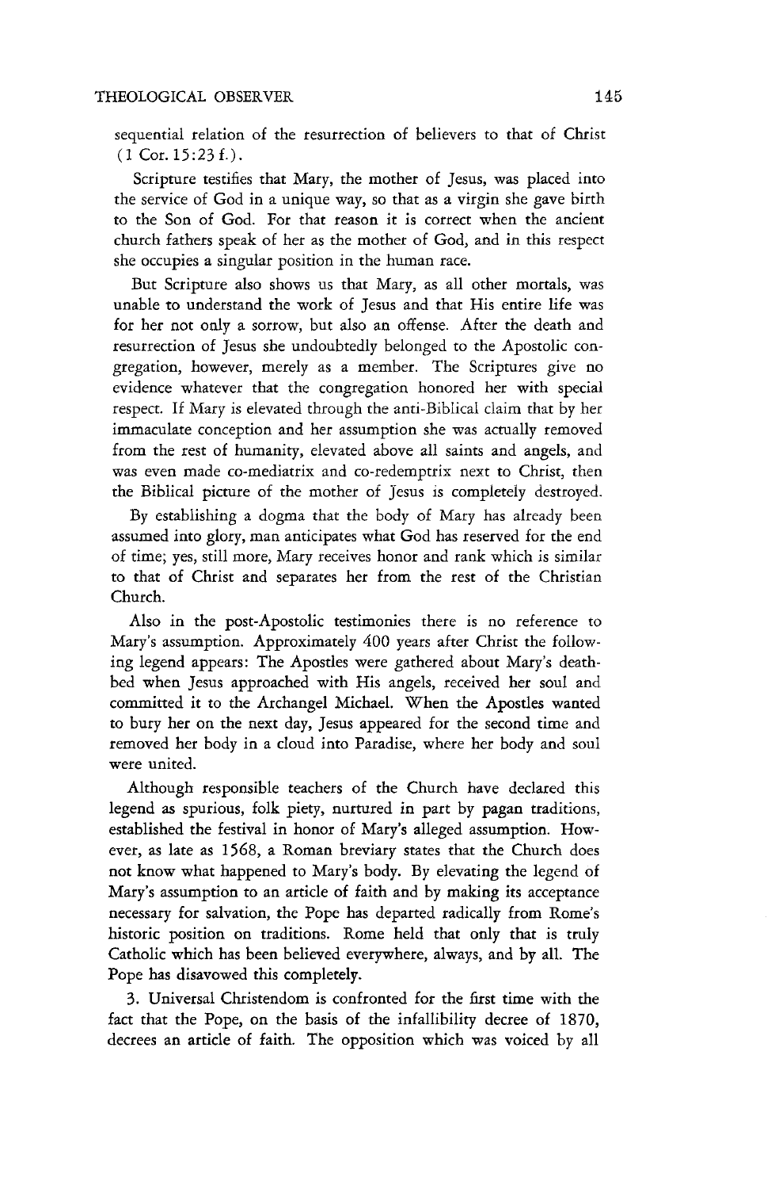sequential relation of the resurrection of believers to that of Christ (1 Cor. 15:23 f.).

Scripture testifies that Mary, the mother of Jesus, was placed into the service of God in a unique way, so that as a virgin she gave birth to the Son of God. For that reason it is correct when the ancient church fathers speak of her as the mother of God, and in this respect she occupies a singular position in the human race.

But Scripture also shows us that Mary, as all other mortals, was unable to understand the work of Jesus and that His entire life was for her not only a sorrow, but also an offense. After the death and resurrection of Jesus she undoubtedly belonged to the Apostolic congregation, however, merely as a member. The Scriptures give no evidence whatever that the congregation honored her with special respect. If Mary is elevated through the anti-Biblical claim that by her immaculate conception and her assumption she was actually removed from the rest of humanity, elevated above all saints and angels, and was even made co-mediatrix and co-redemptrix next to Christ, then the Biblical picture of the mother of Jesus is completely destroyed.

By establishing a dogma that the body of Mary has already been assumed into glory, man anticipates what God has reserved for the end of time; yes, still more, Mary receives honor and rank which is similar to that of Christ and separates her from the rest of the Christian Church.

Also in the post-Apostolic testimonies there is no reference to Mary's assumption. Approximately 400 years after Christ the following legend appears: The Apostles were gathered about Mary's deathbed when Jesus approached with His angels, received her soul and committed it to the Archangel Michael. When the Apostles wanted to bury her on the next day, Jesus appeared for the second time and removed her body in a cloud into Paradise, where her body and soul were united.

Although responsible teachers of the Church have declared this legend as spurious, folk piety, nurtured in part by pagan traditions, established the festival in honor of Mary's alleged assumption. However, as late as 1568, a Roman breviary states that the Church does not know what happened to Mary's body. By elevating the legend of Mary's assumption to an article of faith and by making its acceptance necessary for salvation, the Pope has departed radically from Rome's historic position on traditions. Rome held that only that is truly Catholic which has been believed everywhere, always, and by all. The Pope has disavowed this completely.

3. Universal Christendom is confronted for the first time with the fact that the Pope, on the basis of the infallibility decree of 1870, decrees an article of faith. The opposition which was voiced by all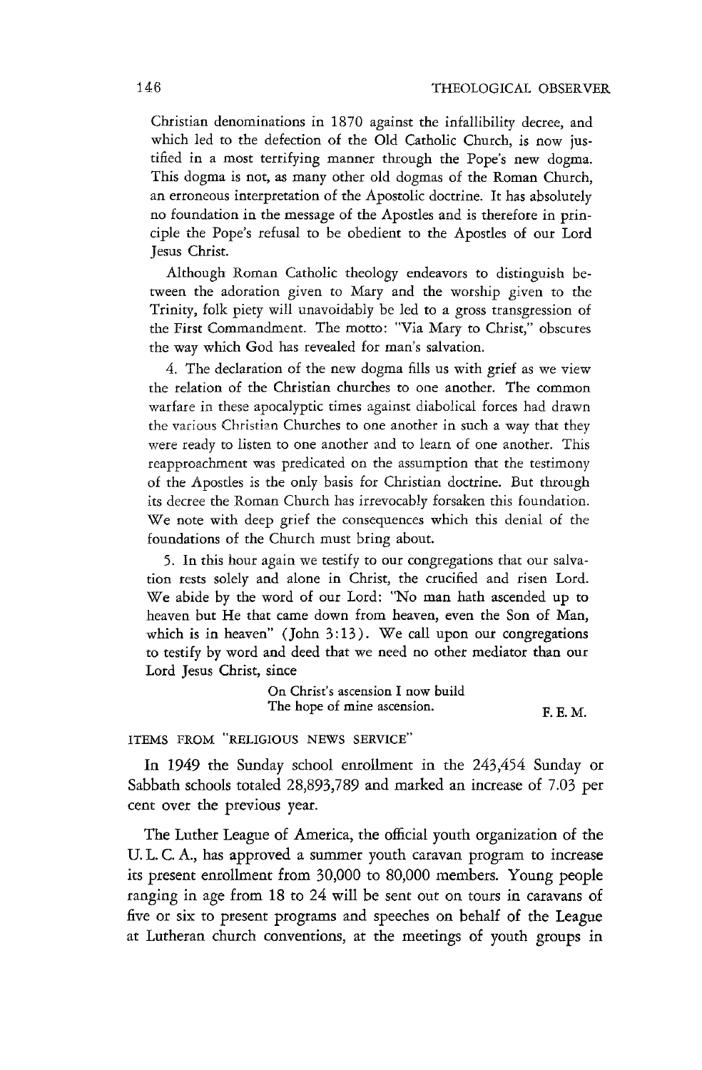Christian denominations in 1870 against the infallibility decree, and which led to the defection of the Old Catholic Church, is now justified in a most terrifying manner through the Pope's new dogma. This dogma is not, as many other old dogmas of the Roman Church, an erroneous interpretation of the Apostolic doctrine. It has absolutely no foundation in the message of the Apostles and is therefore in principle the Pope's refusal to be obedient to the Apostles of our Lord Jesus Christ.

Although Roman Catholic theology endeavors to distinguish between the adoration given to Mary and the worship given to the Trinity, folk piety will unavoidably be led to a gross transgression of the First Commandment. The motto: "Via Mary to Christ," obscures the way which God has revealed for man's salvation.

4. The declaration of the new dogma fills us with grief as we view the relation of the Christian churches to one another. The common warfare in these apocalyptic times against diabolical forces had drawn the various Christian Churches to one another in such a way that they were ready to listen to one another and to learn of one another. This reapproachment was predicated on the assumption that the testimony of the Apostles is the only basis for Christian doctrine. But through its decree the Roman Church has irrevocably forsaken this foundation. We note with deep grief the consequences which this denial of the foundations of the Church must bring about.

5. In this hour again we testify to our congregations that our salvation rests solely and alone in Christ, the crucified and risen Lord. We abide by the word of our Lord: "No man hath ascended up to heaven but He that came down from heaven, even the Son of Man, which is in heaven" (John 3:13). We call upon our congregations to testify by word and deed that we need no other mediator than our Lord Jesus Christ, since

> On Christ's ascension I now build
> The hope of mine ascension.

F. E. M.

ITEMS FROM "RELIGIOUS NEWS SERVICE"

In 1949 the Sunday school enrollment in the 243,454 Sunday or Sabbath schools totaled 28,893,789 and marked an increase of 7.03 per cent over the previous year.

The Luther League of America, the official youth organization of the U. L. C. A., has approved a summer youth caravan program to increase its present enrollment from 30,000 to 80,000 members. Young people ranging in age from 18 to 24 will be sent out on tours in caravans of five or six to present programs and speeches on behalf of the League at Lutheran church conventions, at the meetings of youth groups in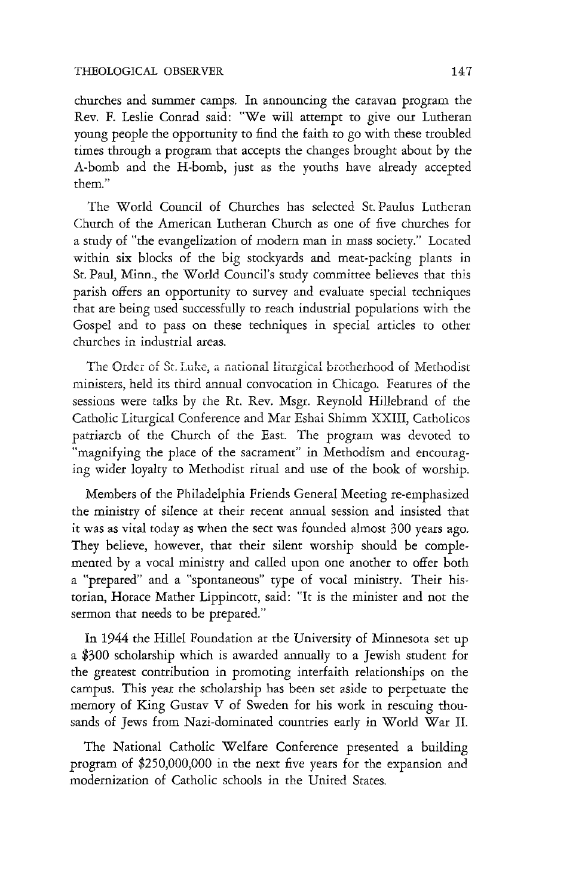churches and summer camps. In announcing the caravan program the Rev. F. Leslie Conrad said: "We will attempt to give our Lutheran young people the opportunity to find the faith to go with these troubled times through a program that accepts the changes brought about by the A-bomb and the H-bomb, just as the youths have already accepted them."

The World Council of Churches has selected St. Paulus Lutheran Church of the American Lutheran Church as one of five churches for a study of "the evangelization of modern man in mass society." Located within six blocks of the big stockyards and meat-packing plants in St. Paul, Minn., the World Council's study committee believes that this parish offers an opportunity to survey and evaluate special techniques that are being used successfully to reach industrial populations with the Gospel and to pass on these techniques in special articles to other churches in industrial areas.

The Order of St. Luke, a national liturgical brotherhood of Methodist ministers, held its third annual convocation in Chicago. Features of the sessions were talks by the Rt. Rev. Msgr. Reynold Hillebrand of the Catholic Liturgical Conference and Mar Eshai Shimm XXIII, Catholicos patriarch of the Church of the East. The program was devoted to "magnifying the place of the sacrament" in Methodism and encouraging wider loyalty to Methodist ritual and use of the book of worship.

Members of the Philadelphia Friends General Meeting re-emphasized the ministry of silence at their recent annual session and insisted that it was as vital today as when the sect was founded almost 300 years ago. They believe, however, that their silent worship should be complemented by a vocal ministry and called upon one another to offer both a "prepared" and a "spontaneous" type of vocal ministry. Their historian, Horace Mather Lippincott, said: "It is the minister and not the sermon that needs to be prepared."

In 1944 the Hillel Foundation at the University of Minnesota set up a $300 scholarship which is awarded annually to a Jewish student for the greatest contribution in promoting interfaith relationships on the campus. This year the scholarship has been set aside to perpetuate the memory of King Gustav V of Sweden for his work in rescuing thousands of Jews from Nazi-dominated countries early in World War II.

The National Catholic Welfare Conference presented a building program of $250,000,000 in the next five years for the expansion and modernization of Catholic schools in the United States.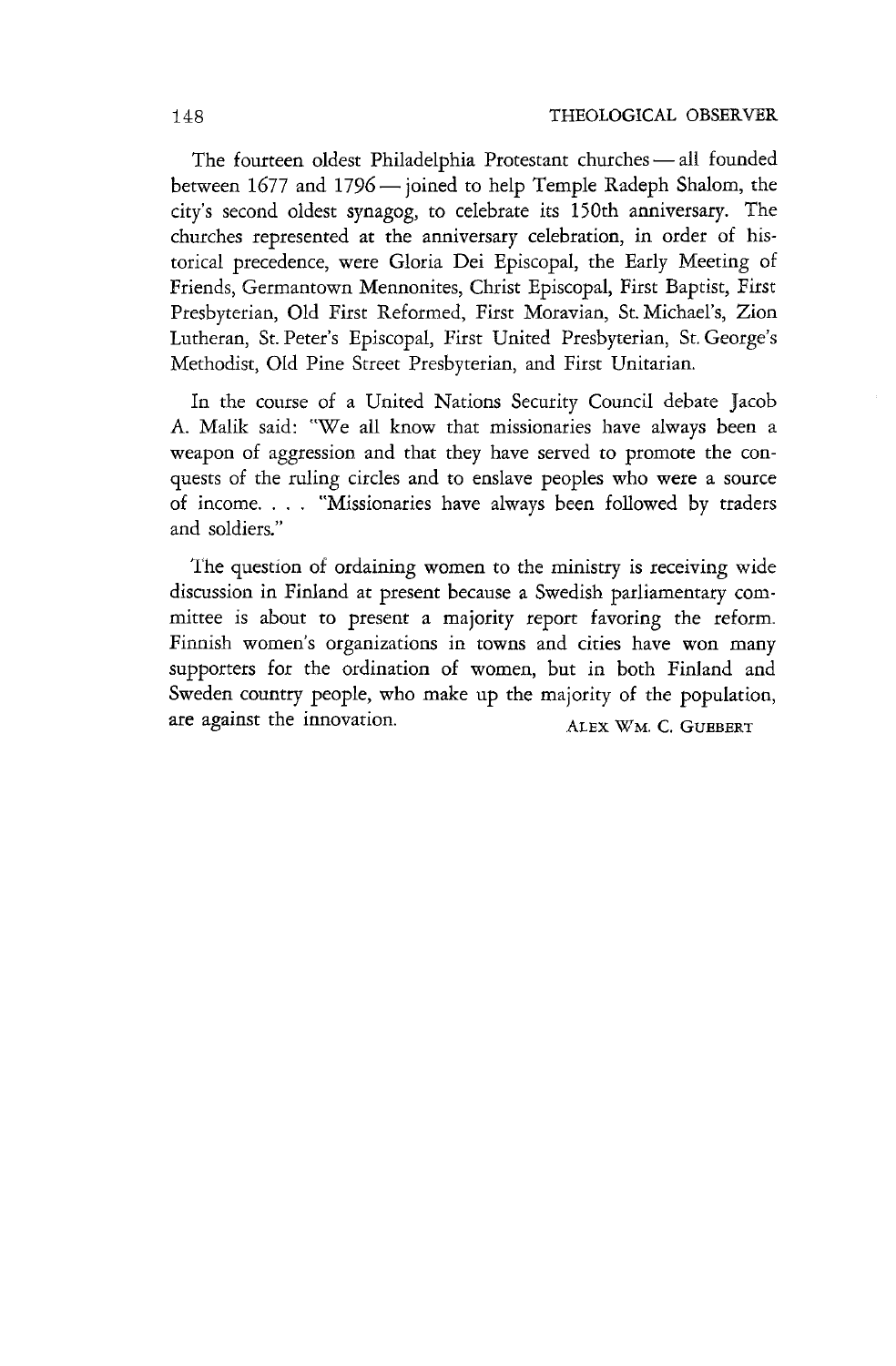The fourteen oldest Philadelphia Protestant churches — all founded between 1677 and 1796 — joined to help Temple Radeph Shalom, the city's second oldest synagog, to celebrate its 150th anniversary. The churches represented at the anniversary celebration, in order of historical precedence, were Gloria Dei Episcopal, the Early Meeting of Friends, Germantown Mennonites, Christ Episcopal, First Baptist, First Presbyterian, Old First Reformed, First Moravian, St. Michael's, Zion Lutheran, St. Peter's Episcopal, First United Presbyterian, St. George's Methodist, Old Pine Street Presbyterian, and First Unitarian.

In the course of a United Nations Security Council debate Jacob A. Malik said: "We all know that missionaries have always been a weapon of aggression and that they have served to promote the conquests of the ruling circles and to enslave peoples who were a source of income. . . . "Missionaries have always been followed by traders and soldiers."

The question of ordaining women to the ministry is receiving wide discussion in Finland at present because a Swedish parliamentary committee is about to present a majority report favoring the reform. Finnish women's organizations in towns and cities have won many supporters for the ordination of women, but in both Finland and Sweden country people, who make up the majority of the population, are against the innovation.

ALEX WM. C. GUEBERT